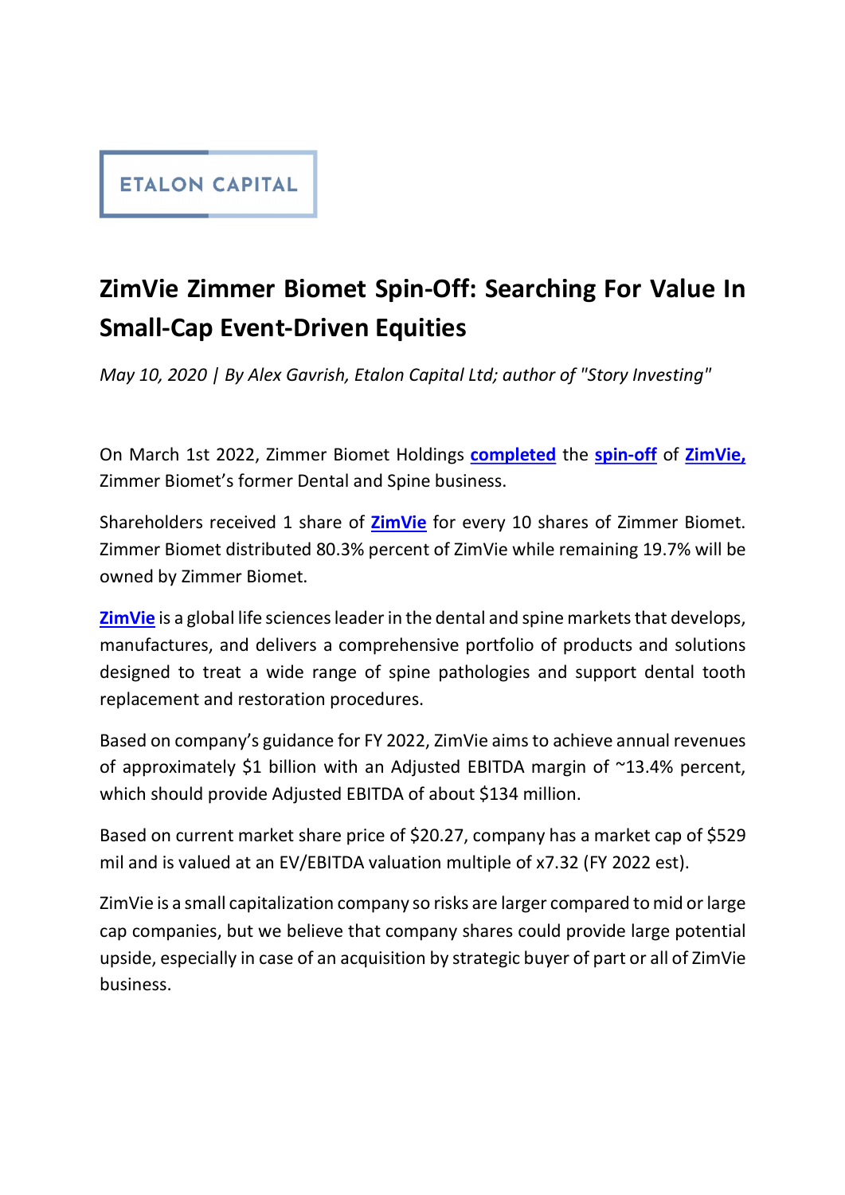ETALON CAPITAL

# ZimVie Zimmer Biomet Spin-Off: Searching For Value In Small-Cap Event-Driven Equities

*May 10, 2020 | By Alex Gavrish, Etalon Capital Ltd; author of "Story Investing"*

On March 1st 2022, Zimmer Biomet Holdings **completed** the **spin-off** of **ZimVie,** Zimmer Biomet's former Dental and Spine business.

Shareholders received 1 share of **ZimVie** for every 10 shares of Zimmer Biomet. Zimmer Biomet distributed 80.3% percent of ZimVie while remaining 19.7% will be owned by Zimmer Biomet.

**ZimVie** is a global life sciences leader in the dental and spine markets that develops, manufactures, and delivers a comprehensive portfolio of products and solutions designed to treat a wide range of spine pathologies and support dental tooth replacement and restoration procedures.

Based on company's guidance for FY 2022, ZimVie aims to achieve annual revenues of approximately $1 billion with an Adjusted EBITDA margin of ~13.4% percent, which should provide Adjusted EBITDA of about $134 million.

Based on current market share price of $20.27, company has a market cap of $529 mil and is valued at an EV/EBITDA valuation multiple of x7.32 (FY 2022 est).

ZimVie is a small capitalization company so risks are larger compared to mid or large cap companies, but we believe that company shares could provide large potential upside, especially in case of an acquisition by strategic buyer of part or all of ZimVie business.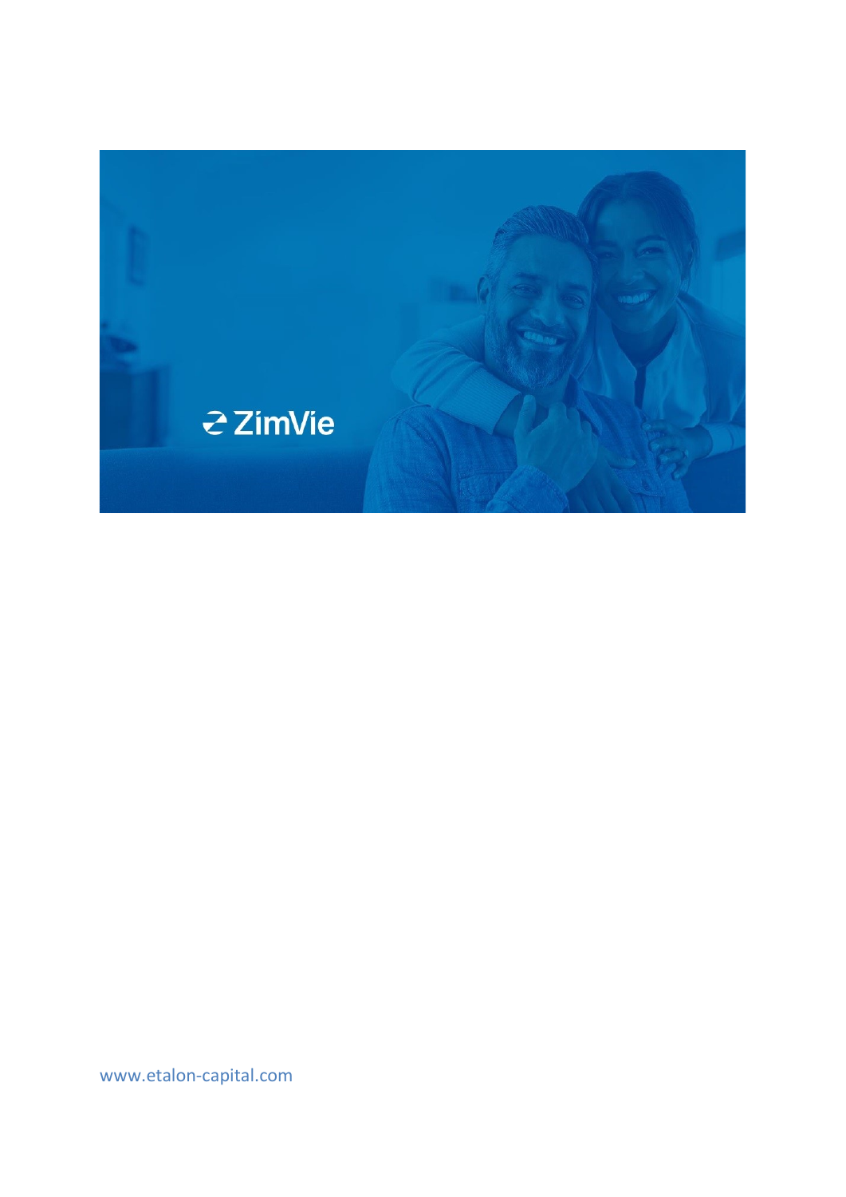ZimVie

www.etalon-capital.com